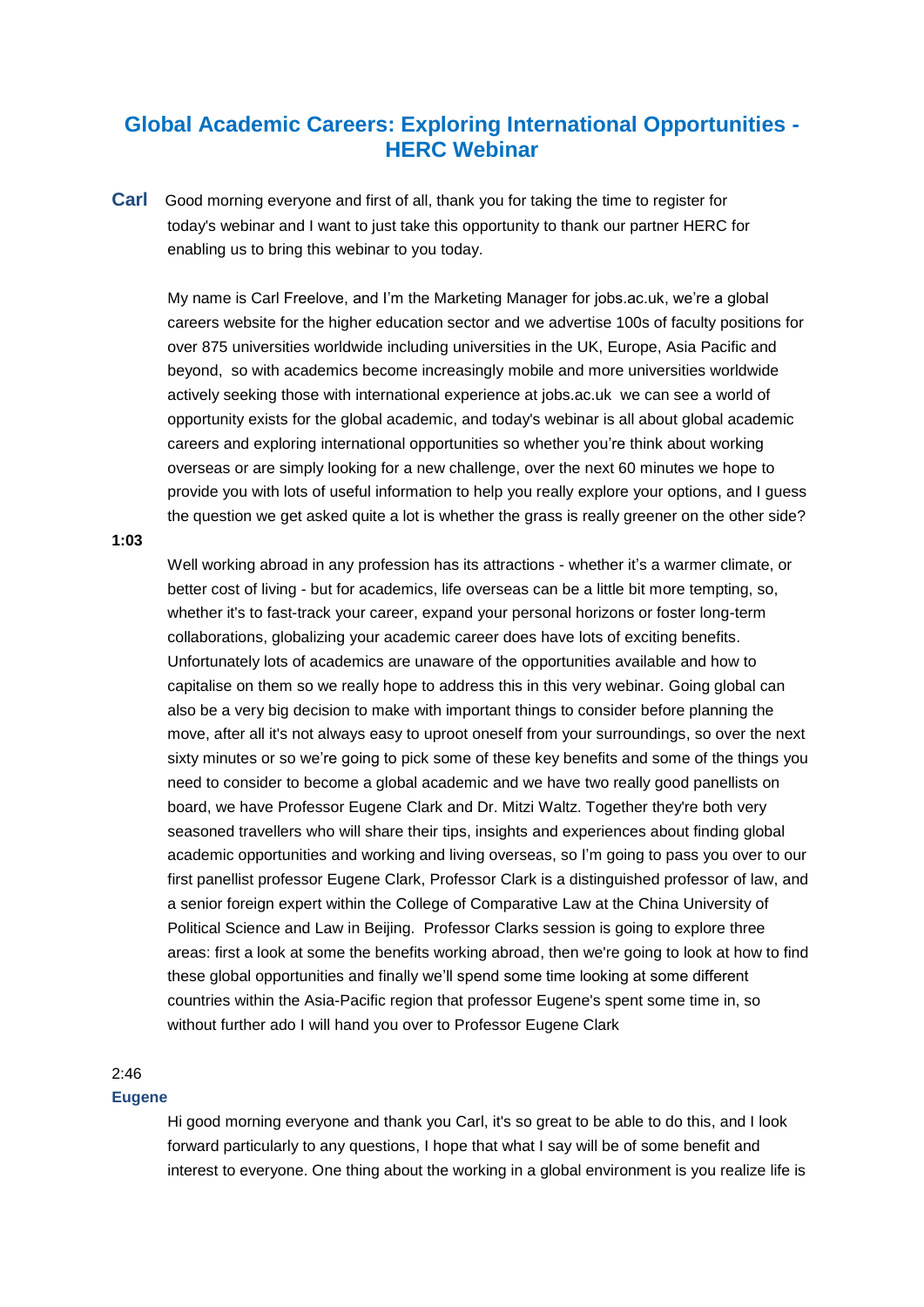# Global Academic Careers: Exploring International Opportunities - HERC Webinar

**Carl** Good morning everyone and first of all, thank you for taking the time to register for today's webinar and I want to just take this opportunity to thank our partner HERC for enabling us to bring this webinar to you today.

My name is Carl Freelove, and I'm the Marketing Manager for jobs.ac.uk, we're a global careers website for the higher education sector and we advertise 100s of faculty positions for over 875 universities worldwide including universities in the UK, Europe, Asia Pacific and beyond, so with academics become increasingly mobile and more universities worldwide actively seeking those with international experience at jobs.ac.uk we can see a world of opportunity exists for the global academic, and today's webinar is all about global academic careers and exploring international opportunities so whether you're think about working overseas or are simply looking for a new challenge, over the next 60 minutes we hope to provide you with lots of useful information to help you really explore your options, and I guess the question we get asked quite a lot is whether the grass is really greener on the other side?

**1:03**

Well working abroad in any profession has its attractions - whether it's a warmer climate, or better cost of living - but for academics, life overseas can be a little bit more tempting, so, whether it's to fast-track your career, expand your personal horizons or foster long-term collaborations, globalizing your academic career does have lots of exciting benefits. Unfortunately lots of academics are unaware of the opportunities available and how to capitalise on them so we really hope to address this in this very webinar. Going global can also be a very big decision to make with important things to consider before planning the move, after all it's not always easy to uproot oneself from your surroundings, so over the next sixty minutes or so we're going to pick some of these key benefits and some of the things you need to consider to become a global academic and we have two really good panellists on board, we have Professor Eugene Clark and Dr. Mitzi Waltz. Together they're both very seasoned travellers who will share their tips, insights and experiences about finding global academic opportunities and working and living overseas, so I'm going to pass you over to our first panellist professor Eugene Clark, Professor Clark is a distinguished professor of law, and a senior foreign expert within the College of Comparative Law at the China University of Political Science and Law in Beijing. Professor Clarks session is going to explore three areas: first a look at some the benefits working abroad, then we're going to look at how to find these global opportunities and finally we'll spend some time looking at some different countries within the Asia-Pacific region that professor Eugene's spent some time in, so without further ado I will hand you over to Professor Eugene Clark

2:46

**Eugene**

Hi good morning everyone and thank you Carl, it's so great to be able to do this, and I look forward particularly to any questions, I hope that what I say will be of some benefit and interest to everyone. One thing about the working in a global environment is you realize life is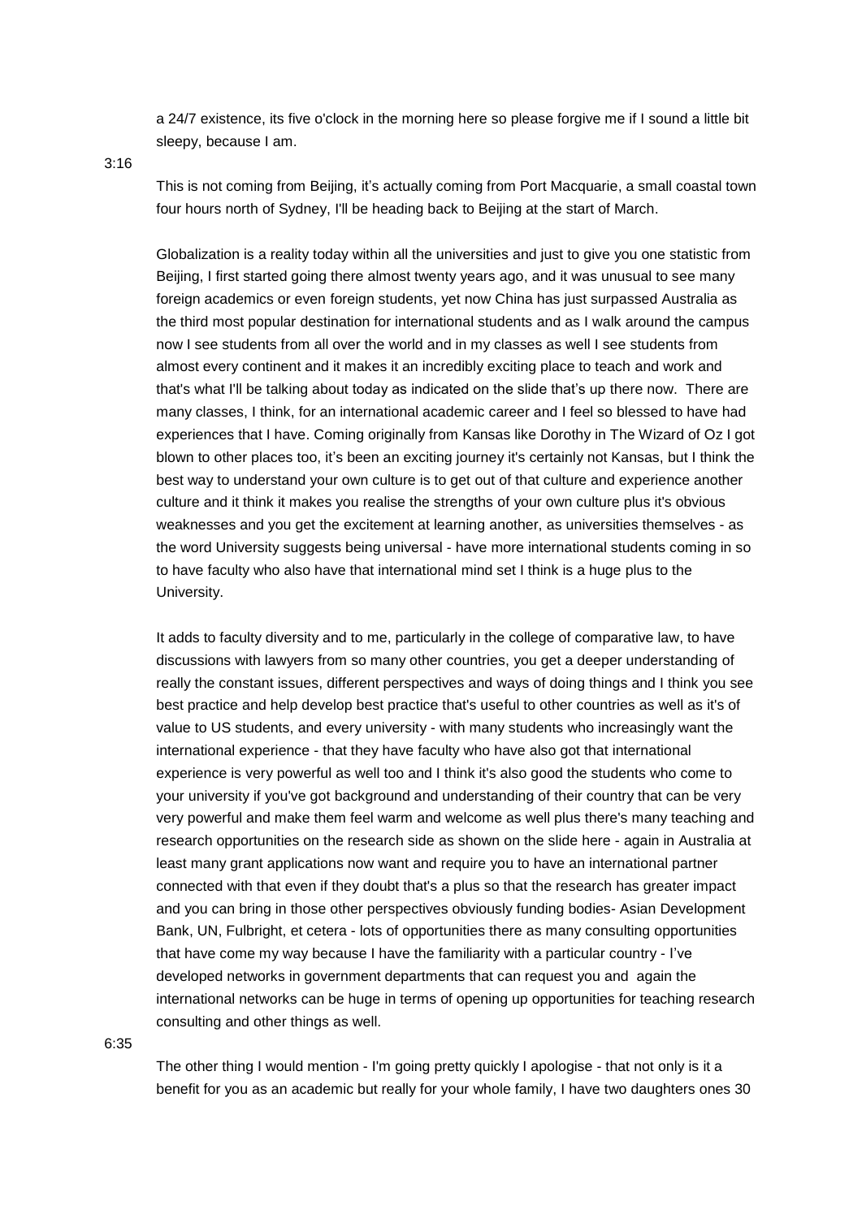a 24/7 existence, its five o'clock in the morning here so please forgive me if I sound a little bit sleepy, because I am.

3:16

This is not coming from Beijing, it's actually coming from Port Macquarie, a small coastal town four hours north of Sydney, I'll be heading back to Beijing at the start of March.

Globalization is a reality today within all the universities and just to give you one statistic from Beijing, I first started going there almost twenty years ago, and it was unusual to see many foreign academics or even foreign students, yet now China has just surpassed Australia as the third most popular destination for international students and as I walk around the campus now I see students from all over the world and in my classes as well I see students from almost every continent and it makes it an incredibly exciting place to teach and work and that's what I'll be talking about today as indicated on the slide that's up there now. There are many classes, I think, for an international academic career and I feel so blessed to have had experiences that I have. Coming originally from Kansas like Dorothy in The Wizard of Oz I got blown to other places too, it's been an exciting journey it's certainly not Kansas, but I think the best way to understand your own culture is to get out of that culture and experience another culture and it think it makes you realise the strengths of your own culture plus it's obvious weaknesses and you get the excitement at learning another, as universities themselves - as the word University suggests being universal - have more international students coming in so to have faculty who also have that international mind set I think is a huge plus to the University.

It adds to faculty diversity and to me, particularly in the college of comparative law, to have discussions with lawyers from so many other countries, you get a deeper understanding of really the constant issues, different perspectives and ways of doing things and I think you see best practice and help develop best practice that's useful to other countries as well as it's of value to US students, and every university - with many students who increasingly want the international experience - that they have faculty who have also got that international experience is very powerful as well too and I think it's also good the students who come to your university if you've got background and understanding of their country that can be very very powerful and make them feel warm and welcome as well plus there's many teaching and research opportunities on the research side as shown on the slide here - again in Australia at least many grant applications now want and require you to have an international partner connected with that even if they doubt that's a plus so that the research has greater impact and you can bring in those other perspectives obviously funding bodies- Asian Development Bank, UN, Fulbright, et cetera - lots of opportunities there as many consulting opportunities that have come my way because I have the familiarity with a particular country - I've developed networks in government departments that can request you and again the international networks can be huge in terms of opening up opportunities for teaching research consulting and other things as well.

6:35

The other thing I would mention - I'm going pretty quickly I apologise - that not only is it a benefit for you as an academic but really for your whole family, I have two daughters ones 30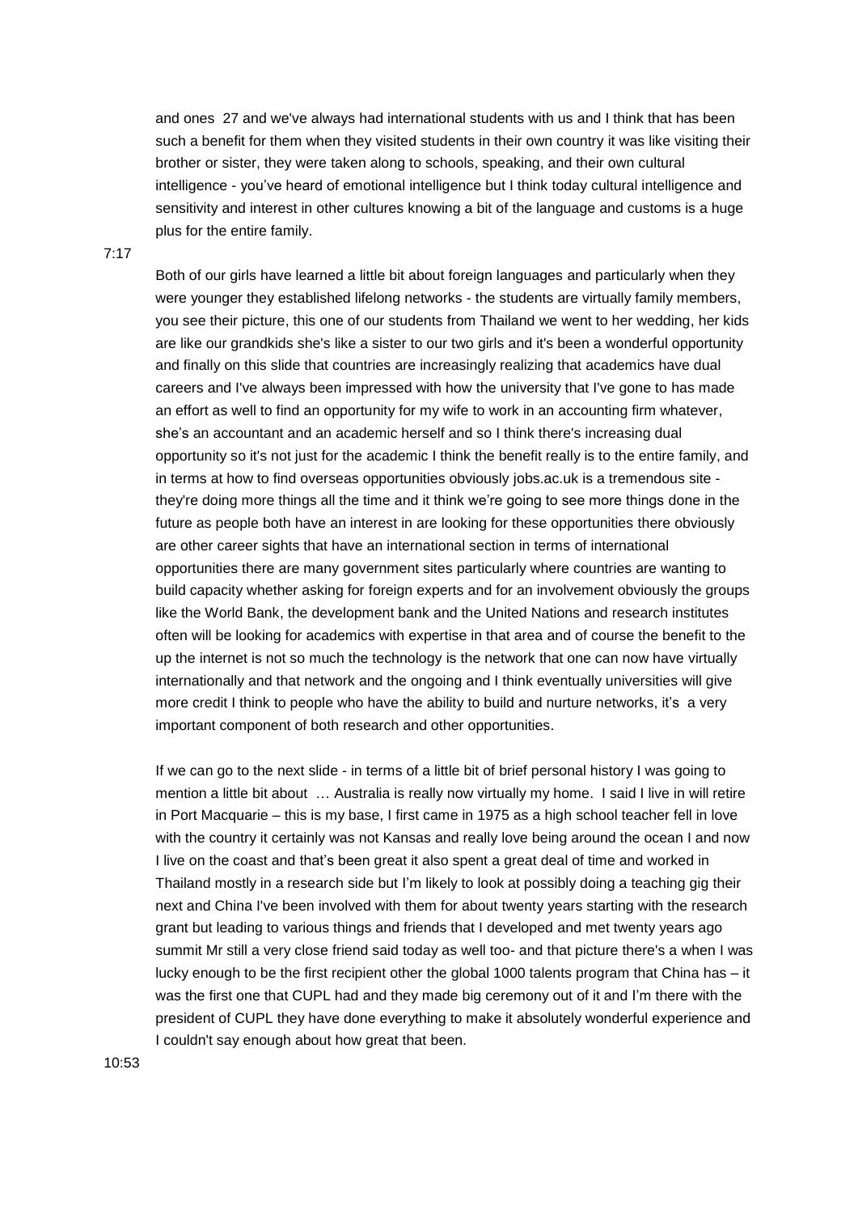and ones 27 and we've always had international students with us and I think that has been such a benefit for them when they visited students in their own country it was like visiting their brother or sister, they were taken along to schools, speaking, and their own cultural intelligence - you've heard of emotional intelligence but I think today cultural intelligence and sensitivity and interest in other cultures knowing a bit of the language and customs is a huge plus for the entire family.

7:17

Both of our girls have learned a little bit about foreign languages and particularly when they were younger they established lifelong networks - the students are virtually family members, you see their picture, this one of our students from Thailand we went to her wedding, her kids are like our grandkids she's like a sister to our two girls and it's been a wonderful opportunity and finally on this slide that countries are increasingly realizing that academics have dual careers and I've always been impressed with how the university that I've gone to has made an effort as well to find an opportunity for my wife to work in an accounting firm whatever, she's an accountant and an academic herself and so I think there's increasing dual opportunity so it's not just for the academic I think the benefit really is to the entire family, and in terms at how to find overseas opportunities obviously jobs.ac.uk is a tremendous site - they're doing more things all the time and it think we're going to see more things done in the future as people both have an interest in are looking for these opportunities there obviously are other career sights that have an international section in terms of international opportunities there are many government sites particularly where countries are wanting to build capacity whether asking for foreign experts and for an involvement obviously the groups like the World Bank, the development bank and the United Nations and research institutes often will be looking for academics with expertise in that area and of course the benefit to the up the internet is not so much the technology is the network that one can now have virtually internationally and that network and the ongoing and I think eventually universities will give more credit I think to people who have the ability to build and nurture networks, it's a very important component of both research and other opportunities.

If we can go to the next slide - in terms of a little bit of brief personal history I was going to mention a little bit about … Australia is really now virtually my home. I said I live in will retire in Port Macquarie – this is my base, I first came in 1975 as a high school teacher fell in love with the country it certainly was not Kansas and really love being around the ocean I and now I live on the coast and that's been great it also spent a great deal of time and worked in Thailand mostly in a research side but I'm likely to look at possibly doing a teaching gig their next and China I've been involved with them for about twenty years starting with the research grant but leading to various things and friends that I developed and met twenty years ago summit Mr still a very close friend said today as well too- and that picture there's a when I was lucky enough to be the first recipient other the global 1000 talents program that China has – it was the first one that CUPL had and they made big ceremony out of it and I'm there with the president of CUPL they have done everything to make it absolutely wonderful experience and I couldn't say enough about how great that been.

10:53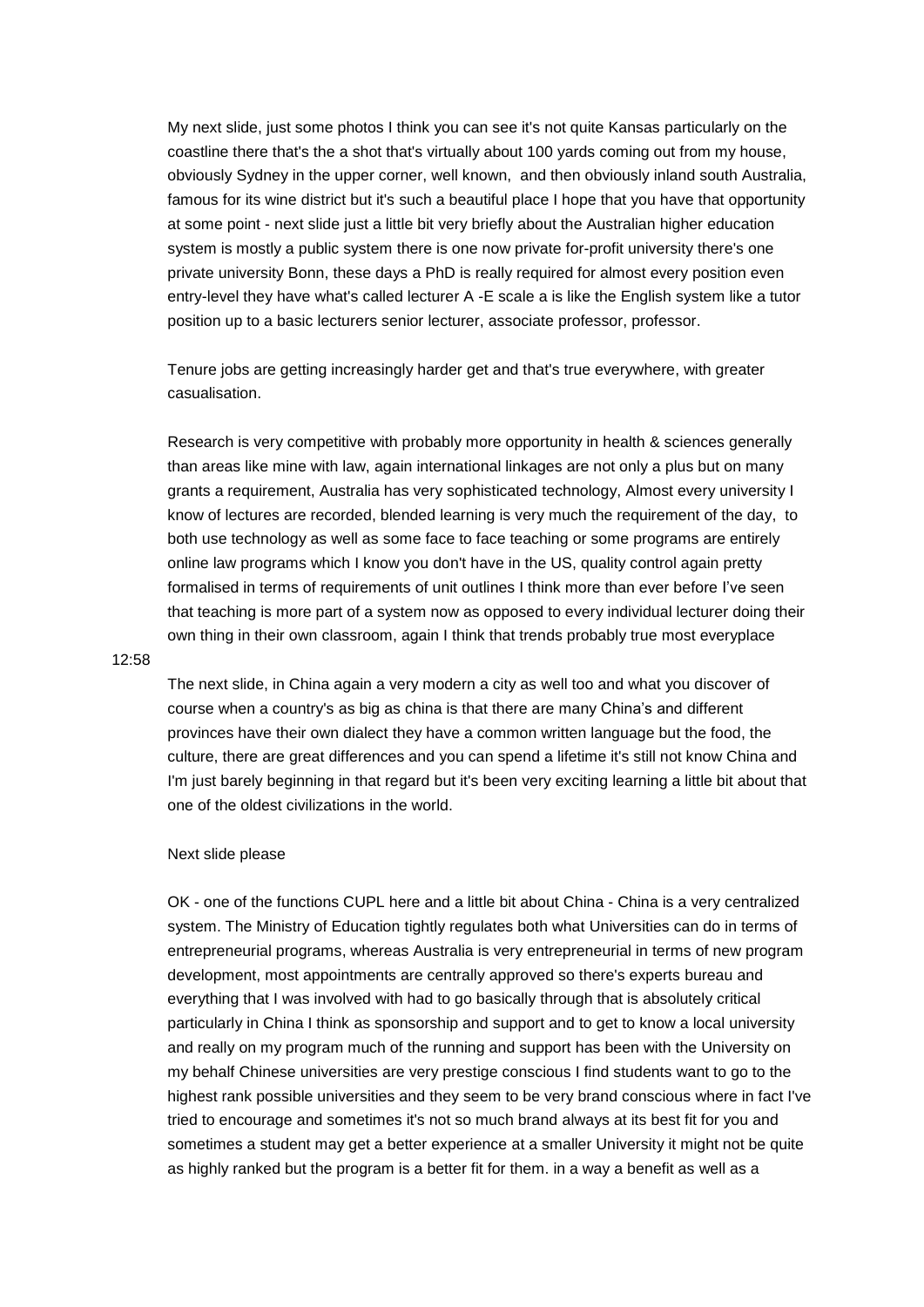My next slide, just some photos I think you can see it's not quite Kansas particularly on the coastline there that's the a shot that's virtually about 100 yards coming out from my house, obviously Sydney in the upper corner, well known,  and then obviously inland south Australia, famous for its wine district but it's such a beautiful place I hope that you have that opportunity at some point - next slide just a little bit very briefly about the Australian higher education system is mostly a public system there is one now private for-profit university there's one private university Bonn, these days a PhD is really required for almost every position even entry-level they have what's called lecturer A -E scale a is like the English system like a tutor position up to a basic lecturers senior lecturer, associate professor, professor.

Tenure jobs are getting increasingly harder get and that's true everywhere, with greater casualisation.

Research is very competitive with probably more opportunity in health & sciences generally than areas like mine with law, again international linkages are not only a plus but on many grants a requirement, Australia has very sophisticated technology, Almost every university I know of lectures are recorded, blended learning is very much the requirement of the day,  to both use technology as well as some face to face teaching or some programs are entirely online law programs which I know you don't have in the US, quality control again pretty formalised in terms of requirements of unit outlines I think more than ever before I've seen that teaching is more part of a system now as opposed to every individual lecturer doing their own thing in their own classroom, again I think that trends probably true most everyplace

12:58

The next slide, in China again a very modern a city as well too and what you discover of course when a country's as big as china is that there are many China's and different provinces have their own dialect they have a common written language but the food, the culture, there are great differences and you can spend a lifetime it's still not know China and I'm just barely beginning in that regard but it's been very exciting learning a little bit about that one of the oldest civilizations in the world.

Next slide please

OK - one of the functions CUPL here and a little bit about China - China is a very centralized system. The Ministry of Education tightly regulates both what Universities can do in terms of entrepreneurial programs, whereas Australia is very entrepreneurial in terms of new program development, most appointments are centrally approved so there's experts bureau and everything that I was involved with had to go basically through that is absolutely critical particularly in China I think as sponsorship and support and to get to know a local university and really on my program much of the running and support has been with the University on my behalf Chinese universities are very prestige conscious I find students want to go to the highest rank possible universities and they seem to be very brand conscious where in fact I've tried to encourage and sometimes it's not so much brand always at its best fit for you and sometimes a student may get a better experience at a smaller University it might not be quite as highly ranked but the program is a better fit for them. in a way a benefit as well as a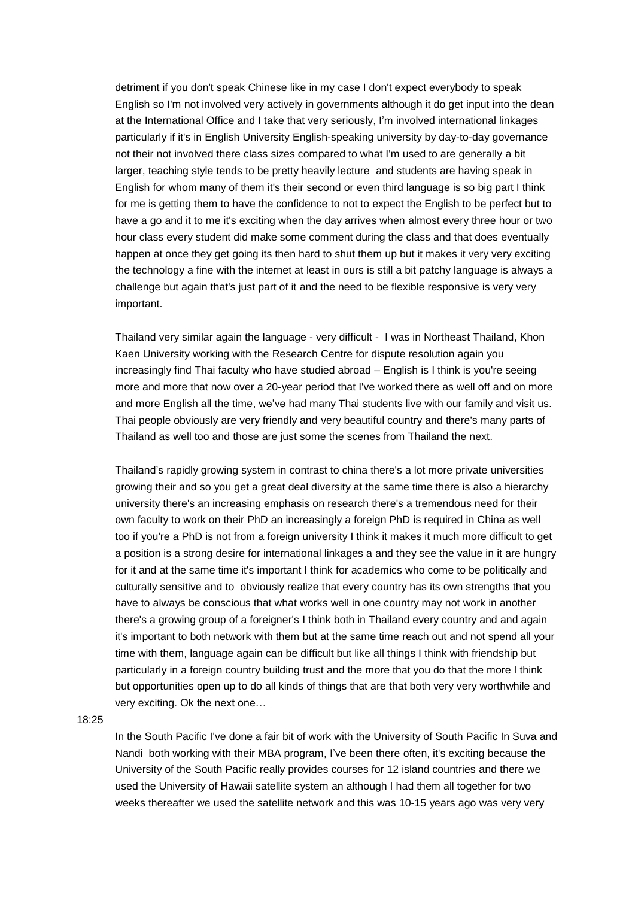detriment if you don't speak Chinese like in my case I don't expect everybody to speak English so I'm not involved very actively in governments although it do get input into the dean at the International Office and I take that very seriously, I'm involved international linkages particularly if it's in English University English-speaking university by day-to-day governance not their not involved there class sizes compared to what I'm used to are generally a bit larger, teaching style tends to be pretty heavily lecture  and students are having speak in English for whom many of them it's their second or even third language is so big part I think for me is getting them to have the confidence to not to expect the English to be perfect but to have a go and it to me it's exciting when the day arrives when almost every three hour or two hour class every student did make some comment during the class and that does eventually happen at once they get going its then hard to shut them up but it makes it very very exciting the technology a fine with the internet at least in ours is still a bit patchy language is always a challenge but again that's just part of it and the need to be flexible responsive is very very important.

Thailand very similar again the language - very difficult -  I was in Northeast Thailand, Khon Kaen University working with the Research Centre for dispute resolution again you increasingly find Thai faculty who have studied abroad – English is I think is you're seeing more and more that now over a 20-year period that I've worked there as well off and on more and more English all the time, we've had many Thai students live with our family and visit us. Thai people obviously are very friendly and very beautiful country and there's many parts of Thailand as well too and those are just some the scenes from Thailand the next.

Thailand's rapidly growing system in contrast to china there's a lot more private universities growing their and so you get a great deal diversity at the same time there is also a hierarchy university there's an increasing emphasis on research there's a tremendous need for their own faculty to work on their PhD an increasingly a foreign PhD is required in China as well too if you're a PhD is not from a foreign university I think it makes it much more difficult to get a position is a strong desire for international linkages a and they see the value in it are hungry for it and at the same time it's important I think for academics who come to be politically and culturally sensitive and to  obviously realize that every country has its own strengths that you have to always be conscious that what works well in one country may not work in another there's a growing group of a foreigner's I think both in Thailand every country and and again it's important to both network with them but at the same time reach out and not spend all your time with them, language again can be difficult but like all things I think with friendship but particularly in a foreign country building trust and the more that you do that the more I think but opportunities open up to do all kinds of things that are that both very very worthwhile and very exciting. Ok the next one…

18:25

In the South Pacific I've done a fair bit of work with the University of South Pacific In Suva and Nandi  both working with their MBA program, I've been there often, it's exciting because the University of the South Pacific really provides courses for 12 island countries and there we used the University of Hawaii satellite system an although I had them all together for two weeks thereafter we used the satellite network and this was 10-15 years ago was very very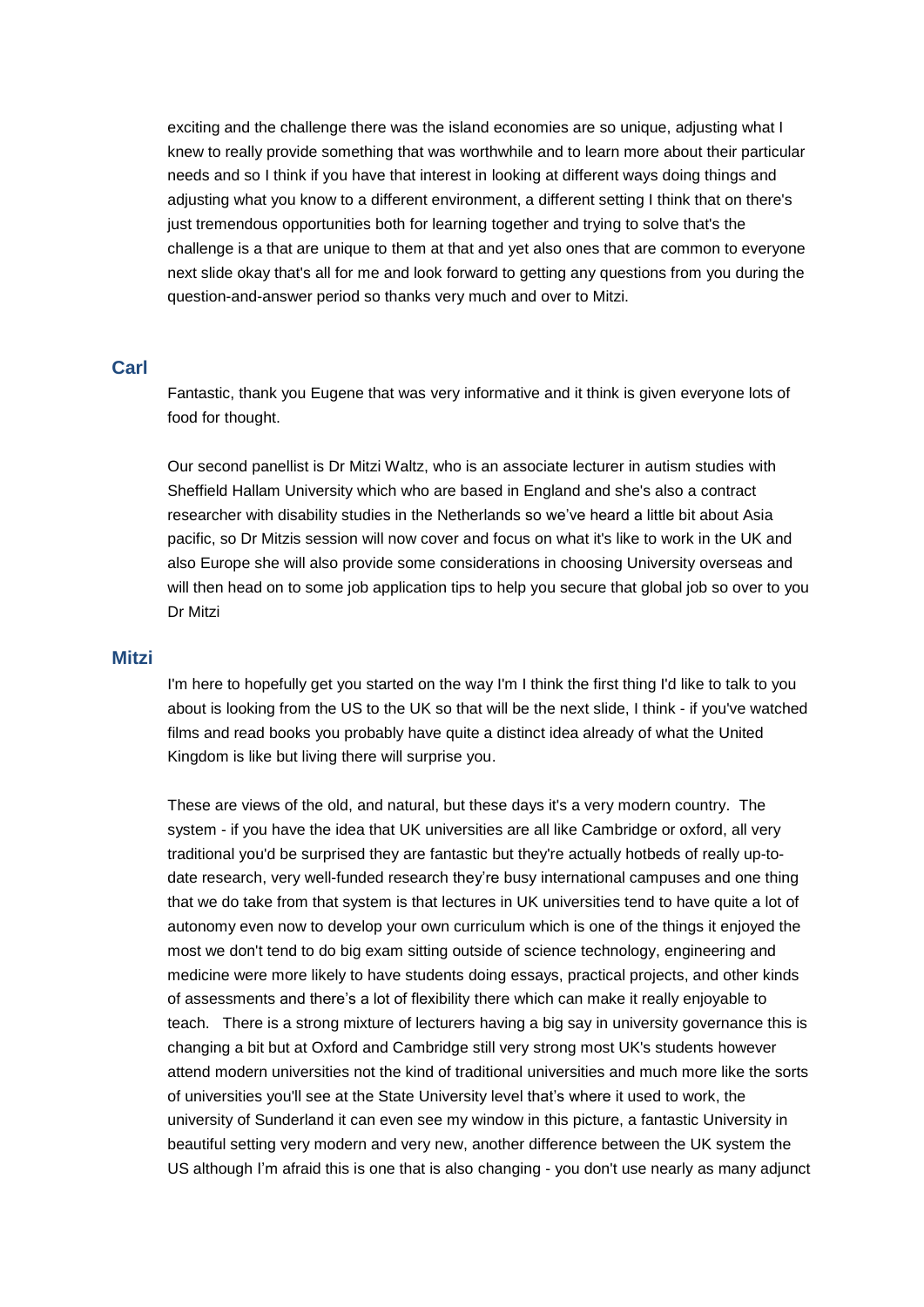exciting and the challenge there was the island economies are so unique, adjusting what I knew to really provide something that was worthwhile and to learn more about their particular needs and so I think if you have that interest in looking at different ways doing things and adjusting what you know to a different environment, a different setting I think that on there's just tremendous opportunities both for learning together and trying to solve that's the challenge is a that are unique to them at that and yet also ones that are common to everyone next slide okay that's all for me and look forward to getting any questions from you during the question-and-answer period so thanks very much and over to Mitzi.

### Carl

Fantastic, thank you Eugene that was very informative and it think is given everyone lots of food for thought.

Our second panellist is Dr Mitzi Waltz, who is an associate lecturer in autism studies with Sheffield Hallam University which who are based in England and she's also a contract researcher with disability studies in the Netherlands so we've heard a little bit about Asia pacific, so Dr Mitzis session will now cover and focus on what it's like to work in the UK and also Europe she will also provide some considerations in choosing University overseas and will then head on to some job application tips to help you secure that global job so over to you Dr Mitzi

### Mitzi

I'm here to hopefully get you started on the way I'm I think the first thing I'd like to talk to you about is looking from the US to the UK so that will be the next slide, I think - if you've watched films and read books you probably have quite a distinct idea already of what the United Kingdom is like but living there will surprise you.

These are views of the old, and natural, but these days it's a very modern country. The system - if you have the idea that UK universities are all like Cambridge or oxford, all very traditional you'd be surprised they are fantastic but they're actually hotbeds of really up-to-date research, very well-funded research they're busy international campuses and one thing that we do take from that system is that lectures in UK universities tend to have quite a lot of autonomy even now to develop your own curriculum which is one of the things it enjoyed the most we don't tend to do big exam sitting outside of science technology, engineering and medicine were more likely to have students doing essays, practical projects, and other kinds of assessments and there's a lot of flexibility there which can make it really enjoyable to teach. There is a strong mixture of lecturers having a big say in university governance this is changing a bit but at Oxford and Cambridge still very strong most UK's students however attend modern universities not the kind of traditional universities and much more like the sorts of universities you'll see at the State University level that's where it used to work, the university of Sunderland it can even see my window in this picture, a fantastic University in beautiful setting very modern and very new, another difference between the UK system the US although I'm afraid this is one that is also changing - you don't use nearly as many adjunct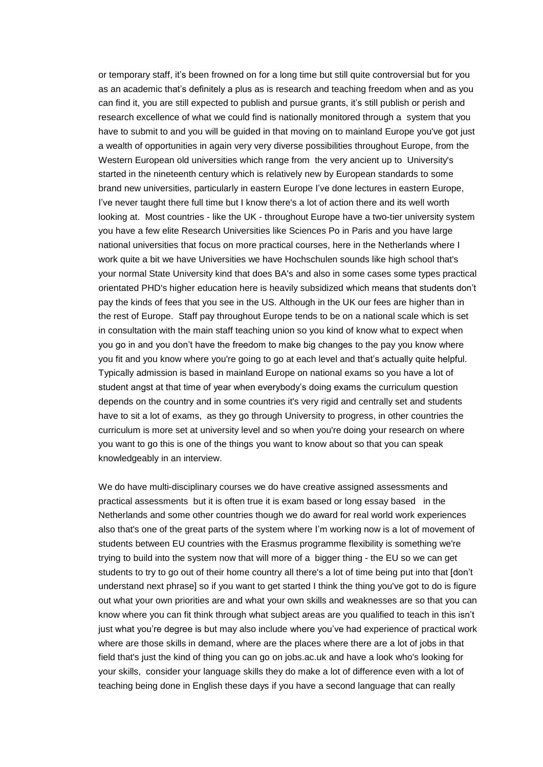or temporary staff, it's been frowned on for a long time but still quite controversial but for you as an academic that's definitely a plus as is research and teaching freedom when and as you can find it, you are still expected to publish and pursue grants, it's still publish or perish and research excellence of what we could find is nationally monitored through a system that you have to submit to and you will be guided in that moving on to mainland Europe you've got just a wealth of opportunities in again very very diverse possibilities throughout Europe, from the Western European old universities which range from the very ancient up to University's started in the nineteenth century which is relatively new by European standards to some brand new universities, particularly in eastern Europe I've done lectures in eastern Europe, I've never taught there full time but I know there's a lot of action there and its well worth looking at. Most countries - like the UK - throughout Europe have a two-tier university system you have a few elite Research Universities like Sciences Po in Paris and you have large national universities that focus on more practical courses, here in the Netherlands where I work quite a bit we have Universities we have Hochschulen sounds like high school that's your normal State University kind that does BA's and also in some cases some types practical orientated PHD's higher education here is heavily subsidized which means that students don't pay the kinds of fees that you see in the US. Although in the UK our fees are higher than in the rest of Europe. Staff pay throughout Europe tends to be on a national scale which is set in consultation with the main staff teaching union so you kind of know what to expect when you go in and you don't have the freedom to make big changes to the pay you know where you fit and you know where you're going to go at each level and that's actually quite helpful. Typically admission is based in mainland Europe on national exams so you have a lot of student angst at that time of year when everybody's doing exams the curriculum question depends on the country and in some countries it's very rigid and centrally set and students have to sit a lot of exams, as they go through University to progress, in other countries the curriculum is more set at university level and so when you're doing your research on where you want to go this is one of the things you want to know about so that you can speak knowledgeably in an interview.

We do have multi-disciplinary courses we do have creative assigned assessments and practical assessments but it is often true it is exam based or long essay based in the Netherlands and some other countries though we do award for real world work experiences also that's one of the great parts of the system where I'm working now is a lot of movement of students between EU countries with the Erasmus programme flexibility is something we're trying to build into the system now that will more of a bigger thing - the EU so we can get students to try to go out of their home country all there's a lot of time being put into that [don't understand next phrase] so if you want to get started I think the thing you've got to do is figure out what your own priorities are and what your own skills and weaknesses are so that you can know where you can fit think through what subject areas are you qualified to teach in this isn't just what you're degree is but may also include where you've had experience of practical work where are those skills in demand, where are the places where there are a lot of jobs in that field that's just the kind of thing you can go on jobs.ac.uk and have a look who's looking for your skills, consider your language skills they do make a lot of difference even with a lot of teaching being done in English these days if you have a second language that can really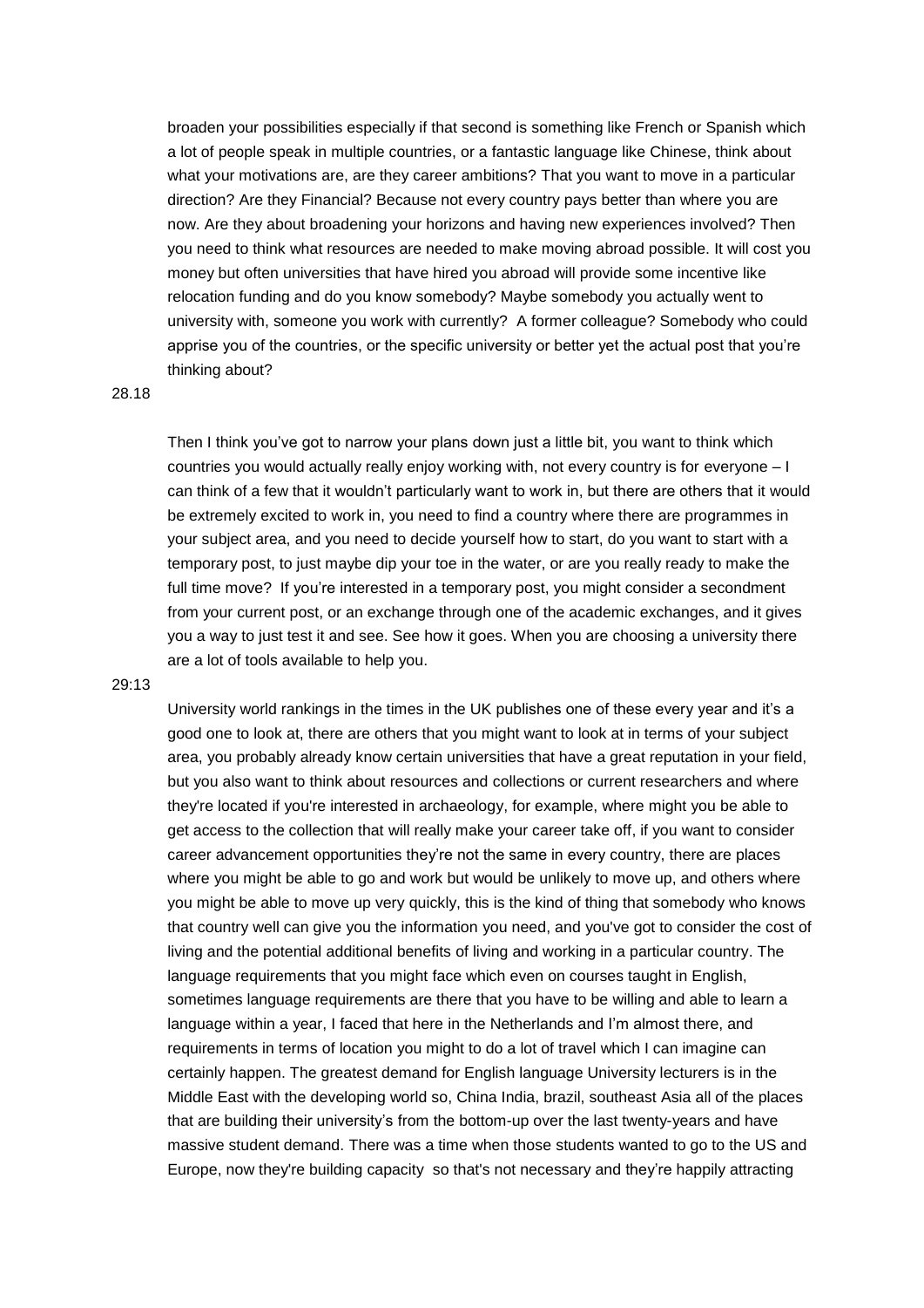broaden your possibilities especially if that second is something like French or Spanish which a lot of people speak in multiple countries, or a fantastic language like Chinese, think about what your motivations are, are they career ambitions? That you want to move in a particular direction? Are they Financial? Because not every country pays better than where you are now. Are they about broadening your horizons and having new experiences involved? Then you need to think what resources are needed to make moving abroad possible. It will cost you money but often universities that have hired you abroad will provide some incentive like relocation funding and do you know somebody? Maybe somebody you actually went to university with, someone you work with currently? A former colleague? Somebody who could apprise you of the countries, or the specific university or better yet the actual post that you're thinking about?

28.18

Then I think you've got to narrow your plans down just a little bit, you want to think which countries you would actually really enjoy working with, not every country is for everyone – I can think of a few that it wouldn't particularly want to work in, but there are others that it would be extremely excited to work in, you need to find a country where there are programmes in your subject area, and you need to decide yourself how to start, do you want to start with a temporary post, to just maybe dip your toe in the water, or are you really ready to make the full time move? If you're interested in a temporary post, you might consider a secondment from your current post, or an exchange through one of the academic exchanges, and it gives you a way to just test it and see. See how it goes. When you are choosing a university there are a lot of tools available to help you.

29:13

University world rankings in the times in the UK publishes one of these every year and it's a good one to look at, there are others that you might want to look at in terms of your subject area, you probably already know certain universities that have a great reputation in your field, but you also want to think about resources and collections or current researchers and where they're located if you're interested in archaeology, for example, where might you be able to get access to the collection that will really make your career take off, if you want to consider career advancement opportunities they're not the same in every country, there are places where you might be able to go and work but would be unlikely to move up, and others where you might be able to move up very quickly, this is the kind of thing that somebody who knows that country well can give you the information you need, and you've got to consider the cost of living and the potential additional benefits of living and working in a particular country. The language requirements that you might face which even on courses taught in English, sometimes language requirements are there that you have to be willing and able to learn a language within a year, I faced that here in the Netherlands and I'm almost there, and requirements in terms of location you might to do a lot of travel which I can imagine can certainly happen. The greatest demand for English language University lecturers is in the Middle East with the developing world so, China India, brazil, southeast Asia all of the places that are building their university's from the bottom-up over the last twenty-years and have massive student demand. There was a time when those students wanted to go to the US and Europe, now they're building capacity so that's not necessary and they're happily attracting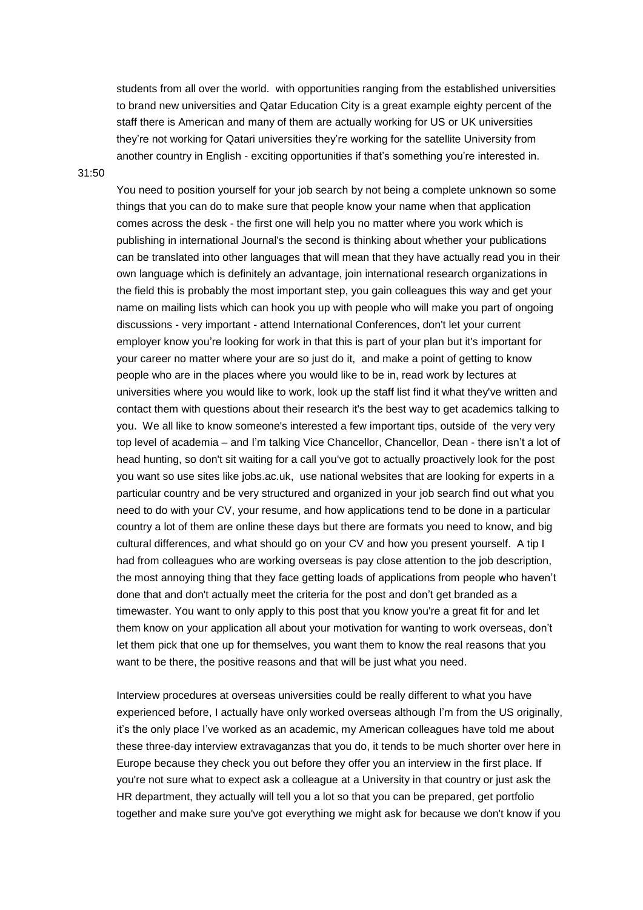students from all over the world. with opportunities ranging from the established universities to brand new universities and Qatar Education City is a great example eighty percent of the staff there is American and many of them are actually working for US or UK universities they're not working for Qatari universities they're working for the satellite University from another country in English - exciting opportunities if that's something you're interested in.

31:50

You need to position yourself for your job search by not being a complete unknown so some things that you can do to make sure that people know your name when that application comes across the desk - the first one will help you no matter where you work which is publishing in international Journal's the second is thinking about whether your publications can be translated into other languages that will mean that they have actually read you in their own language which is definitely an advantage, join international research organizations in the field this is probably the most important step, you gain colleagues this way and get your name on mailing lists which can hook you up with people who will make you part of ongoing discussions - very important - attend International Conferences, don't let your current employer know you're looking for work in that this is part of your plan but it's important for your career no matter where your are so just do it, and make a point of getting to know people who are in the places where you would like to be in, read work by lectures at universities where you would like to work, look up the staff list find it what they've written and contact them with questions about their research it's the best way to get academics talking to you. We all like to know someone's interested a few important tips, outside of the very very top level of academia – and I'm talking Vice Chancellor, Chancellor, Dean - there isn't a lot of head hunting, so don't sit waiting for a call you've got to actually proactively look for the post you want so use sites like jobs.ac.uk, use national websites that are looking for experts in a particular country and be very structured and organized in your job search find out what you need to do with your CV, your resume, and how applications tend to be done in a particular country a lot of them are online these days but there are formats you need to know, and big cultural differences, and what should go on your CV and how you present yourself. A tip I had from colleagues who are working overseas is pay close attention to the job description, the most annoying thing that they face getting loads of applications from people who haven't done that and don't actually meet the criteria for the post and don't get branded as a timewaster. You want to only apply to this post that you know you're a great fit for and let them know on your application all about your motivation for wanting to work overseas, don't let them pick that one up for themselves, you want them to know the real reasons that you want to be there, the positive reasons and that will be just what you need.

Interview procedures at overseas universities could be really different to what you have experienced before, I actually have only worked overseas although I'm from the US originally, it's the only place I've worked as an academic, my American colleagues have told me about these three-day interview extravaganzas that you do, it tends to be much shorter over here in Europe because they check you out before they offer you an interview in the first place. If you're not sure what to expect ask a colleague at a University in that country or just ask the HR department, they actually will tell you a lot so that you can be prepared, get portfolio together and make sure you've got everything we might ask for because we don't know if you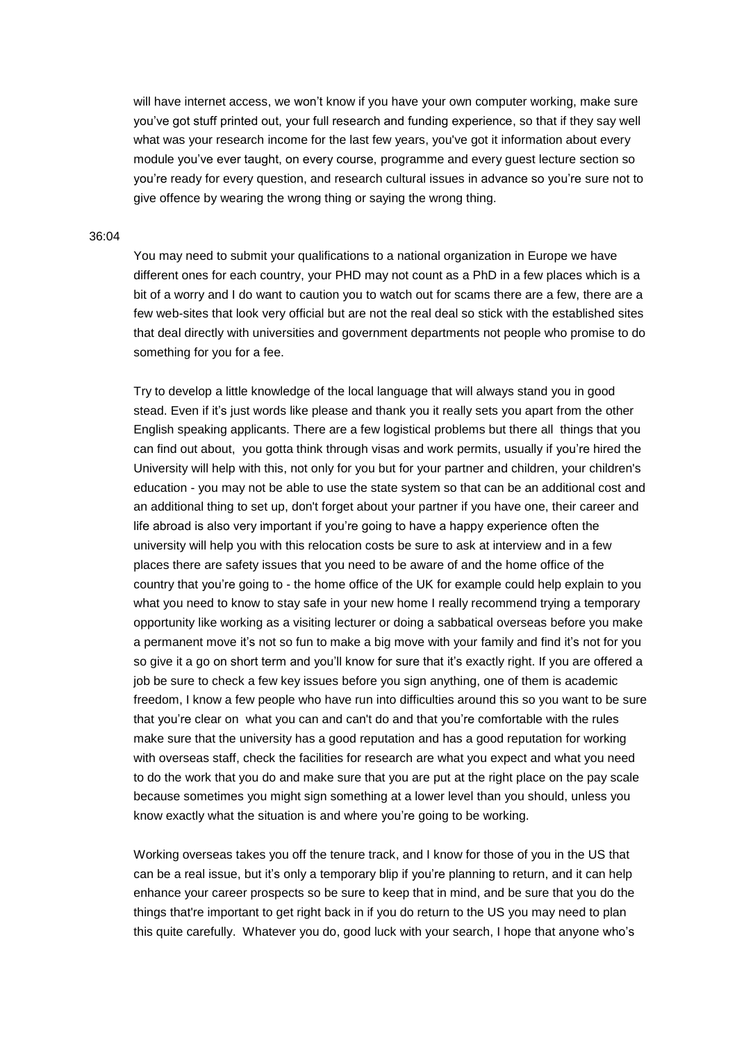will have internet access, we won't know if you have your own computer working, make sure you've got stuff printed out, your full research and funding experience, so that if they say well what was your research income for the last few years, you've got it information about every module you've ever taught, on every course, programme and every guest lecture section so you're ready for every question, and research cultural issues in advance so you're sure not to give offence by wearing the wrong thing or saying the wrong thing.

36:04

You may need to submit your qualifications to a national organization in Europe we have different ones for each country, your PHD may not count as a PhD in a few places which is a bit of a worry and I do want to caution you to watch out for scams there are a few, there are a few web-sites that look very official but are not the real deal so stick with the established sites that deal directly with universities and government departments not people who promise to do something for you for a fee.

Try to develop a little knowledge of the local language that will always stand you in good stead. Even if it's just words like please and thank you it really sets you apart from the other English speaking applicants. There are a few logistical problems but there all things that you can find out about, you gotta think through visas and work permits, usually if you're hired the University will help with this, not only for you but for your partner and children, your children's education - you may not be able to use the state system so that can be an additional cost and an additional thing to set up, don't forget about your partner if you have one, their career and life abroad is also very important if you're going to have a happy experience often the university will help you with this relocation costs be sure to ask at interview and in a few places there are safety issues that you need to be aware of and the home office of the country that you're going to - the home office of the UK for example could help explain to you what you need to know to stay safe in your new home I really recommend trying a temporary opportunity like working as a visiting lecturer or doing a sabbatical overseas before you make a permanent move it's not so fun to make a big move with your family and find it's not for you so give it a go on short term and you'll know for sure that it's exactly right. If you are offered a job be sure to check a few key issues before you sign anything, one of them is academic freedom, I know a few people who have run into difficulties around this so you want to be sure that you're clear on what you can and can't do and that you're comfortable with the rules make sure that the university has a good reputation and has a good reputation for working with overseas staff, check the facilities for research are what you expect and what you need to do the work that you do and make sure that you are put at the right place on the pay scale because sometimes you might sign something at a lower level than you should, unless you know exactly what the situation is and where you're going to be working.

Working overseas takes you off the tenure track, and I know for those of you in the US that can be a real issue, but it's only a temporary blip if you're planning to return, and it can help enhance your career prospects so be sure to keep that in mind, and be sure that you do the things that're important to get right back in if you do return to the US you may need to plan this quite carefully. Whatever you do, good luck with your search, I hope that anyone who's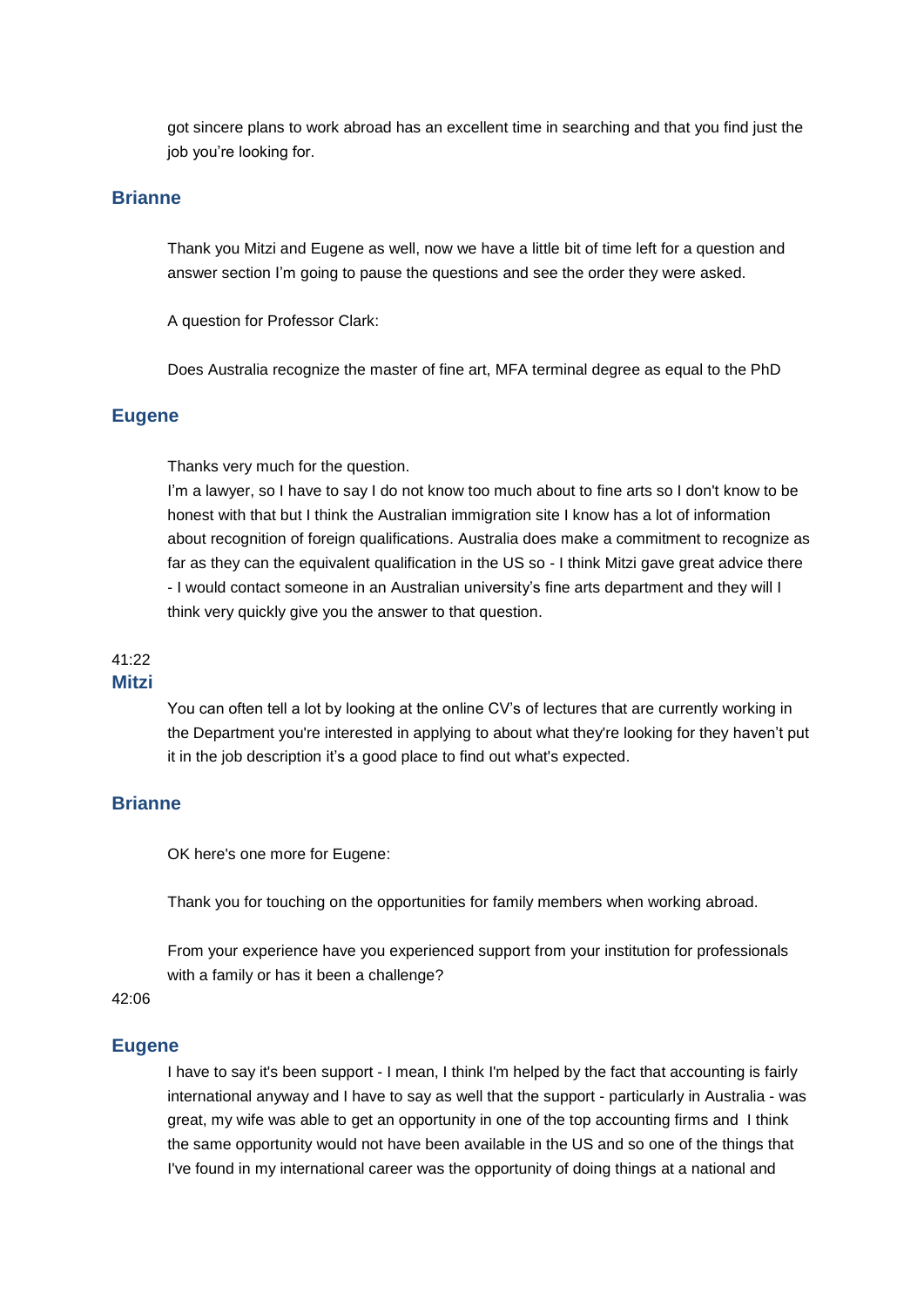got sincere plans to work abroad has an excellent time in searching and that you find just the job you're looking for.

### Brianne

Thank you Mitzi and Eugene as well, now we have a little bit of time left for a question and answer section I'm going to pause the questions and see the order they were asked.

A question for Professor Clark:

Does Australia recognize the master of fine art, MFA terminal degree as equal to the PhD

### Eugene

Thanks very much for the question.
I'm a lawyer, so I have to say I do not know too much about to fine arts so I don't know to be honest with that but I think the Australian immigration site I know has a lot of information about recognition of foreign qualifications. Australia does make a commitment to recognize as far as they can the equivalent qualification in the US so - I think Mitzi gave great advice there - I would contact someone in an Australian university's fine arts department and they will I think very quickly give you the answer to that question.

41:22

### Mitzi

You can often tell a lot by looking at the online CV's of lectures that are currently working in the Department you're interested in applying to about what they're looking for they haven't put it in the job description it's a good place to find out what's expected.

### Brianne

OK here's one more for Eugene:

Thank you for touching on the opportunities for family members when working abroad.

From your experience have you experienced support from your institution for professionals with a family or has it been a challenge?

42:06

### Eugene

I have to say it's been support - I mean, I think I'm helped by the fact that accounting is fairly international anyway and I have to say as well that the support - particularly in Australia - was great, my wife was able to get an opportunity in one of the top accounting firms and I think the same opportunity would not have been available in the US and so one of the things that I've found in my international career was the opportunity of doing things at a national and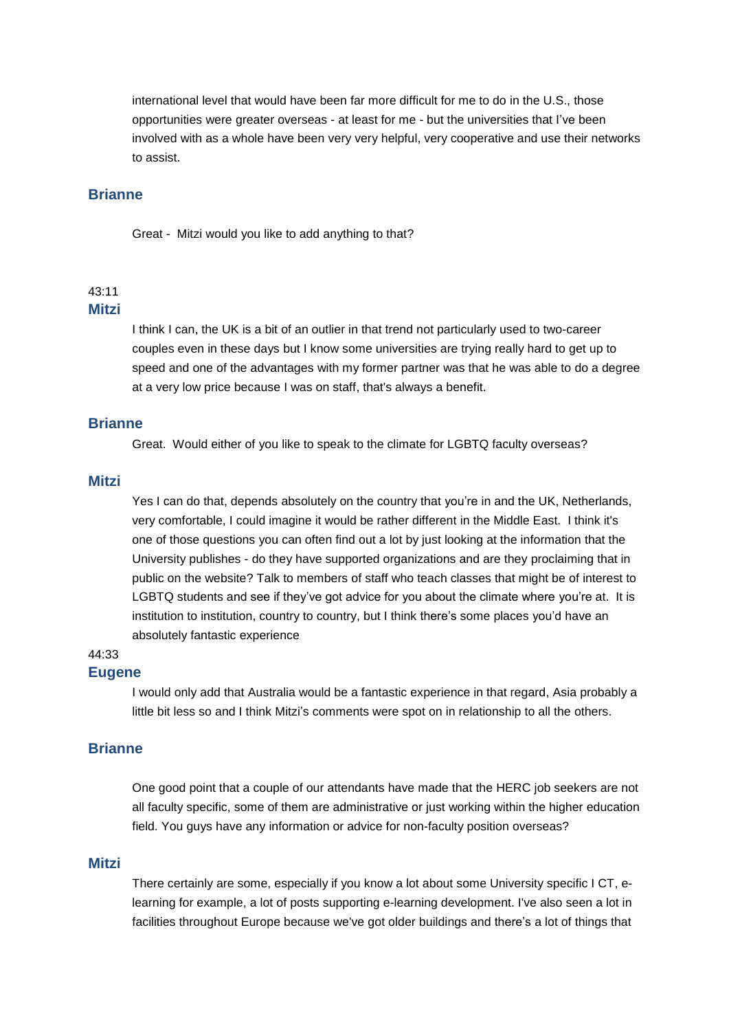international level that would have been far more difficult for me to do in the U.S., those opportunities were greater overseas - at least for me - but the universities that I've been involved with as a whole have been very very helpful, very cooperative and use their networks to assist.

**Brianne**

Great - Mitzi would you like to add anything to that?

43:11

**Mitzi**

I think I can, the UK is a bit of an outlier in that trend not particularly used to two-career couples even in these days but I know some universities are trying really hard to get up to speed and one of the advantages with my former partner was that he was able to do a degree at a very low price because I was on staff, that's always a benefit.

**Brianne**

Great. Would either of you like to speak to the climate for LGBTQ faculty overseas?

**Mitzi**

Yes I can do that, depends absolutely on the country that you're in and the UK, Netherlands, very comfortable, I could imagine it would be rather different in the Middle East. I think it's one of those questions you can often find out a lot by just looking at the information that the University publishes - do they have supported organizations and are they proclaiming that in public on the website? Talk to members of staff who teach classes that might be of interest to LGBTQ students and see if they've got advice for you about the climate where you're at. It is institution to institution, country to country, but I think there's some places you'd have an absolutely fantastic experience

44:33

**Eugene**

I would only add that Australia would be a fantastic experience in that regard, Asia probably a little bit less so and I think Mitzi's comments were spot on in relationship to all the others.

**Brianne**

One good point that a couple of our attendants have made that the HERC job seekers are not all faculty specific, some of them are administrative or just working within the higher education field. You guys have any information or advice for non-faculty position overseas?

**Mitzi**

There certainly are some, especially if you know a lot about some University specific I CT, e-learning for example, a lot of posts supporting e-learning development. I've also seen a lot in facilities throughout Europe because we've got older buildings and there's a lot of things that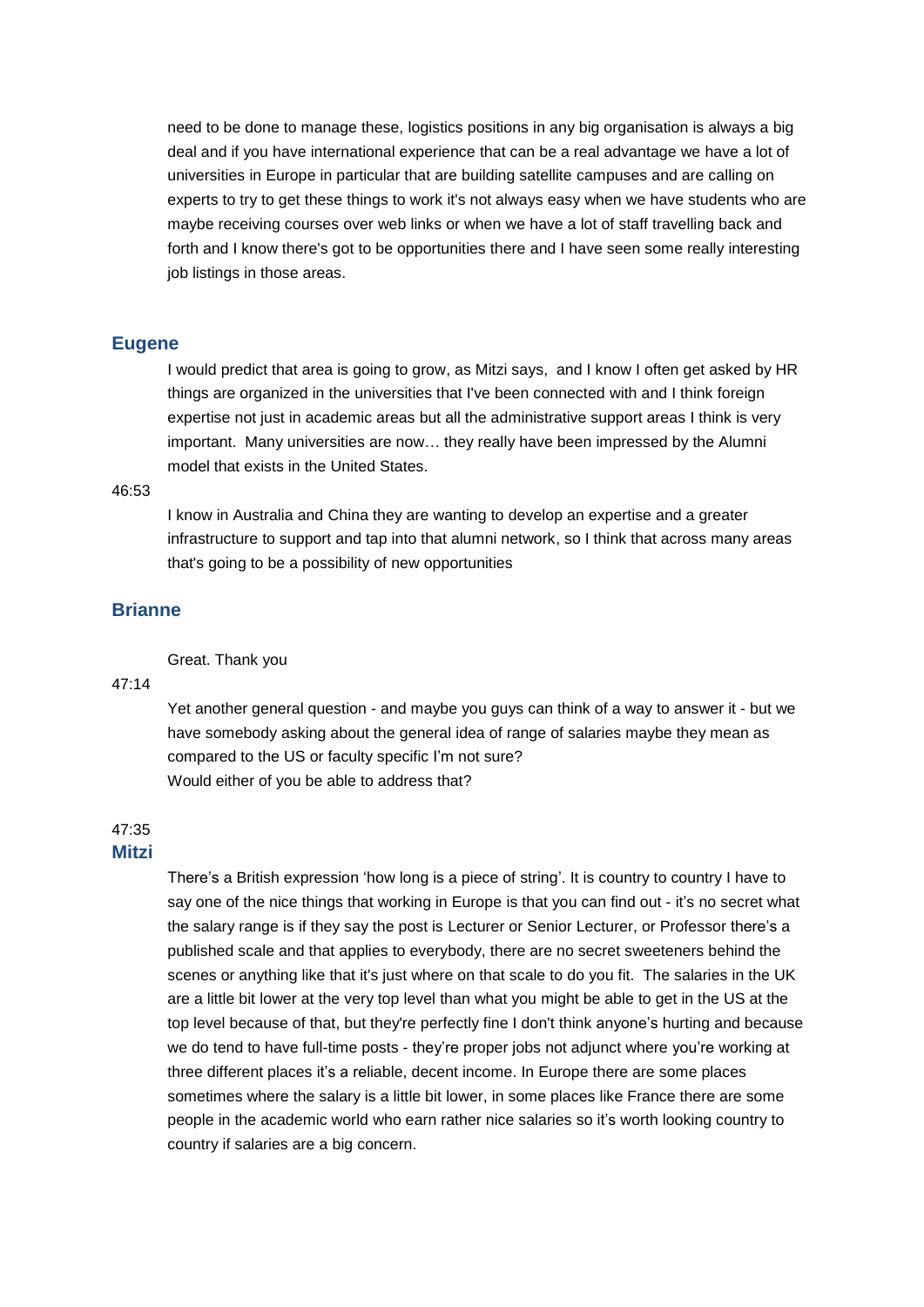need to be done to manage these, logistics positions in any big organisation is always a big deal and if you have international experience that can be a real advantage we have a lot of universities in Europe in particular that are building satellite campuses and are calling on experts to try to get these things to work it's not always easy when we have students who are maybe receiving courses over web links or when we have a lot of staff travelling back and forth and I know there's got to be opportunities there and I have seen some really interesting job listings in those areas.

**Eugene**

I would predict that area is going to grow, as Mitzi says, and I know I often get asked by HR things are organized in the universities that I've been connected with and I think foreign expertise not just in academic areas but all the administrative support areas I think is very important. Many universities are now… they really have been impressed by the Alumni model that exists in the United States.

46:53

I know in Australia and China they are wanting to develop an expertise and a greater infrastructure to support and tap into that alumni network, so I think that across many areas that's going to be a possibility of new opportunities

**Brianne**

Great. Thank you

47:14

Yet another general question - and maybe you guys can think of a way to answer it - but we have somebody asking about the general idea of range of salaries maybe they mean as compared to the US or faculty specific I'm not sure?
Would either of you be able to address that?

47:35

**Mitzi**

There's a British expression 'how long is a piece of string'. It is country to country I have to say one of the nice things that working in Europe is that you can find out - it's no secret what the salary range is if they say the post is Lecturer or Senior Lecturer, or Professor there's a published scale and that applies to everybody, there are no secret sweeteners behind the scenes or anything like that it's just where on that scale to do you fit. The salaries in the UK are a little bit lower at the very top level than what you might be able to get in the US at the top level because of that, but they're perfectly fine I don't think anyone's hurting and because we do tend to have full-time posts - they're proper jobs not adjunct where you're working at three different places it's a reliable, decent income. In Europe there are some places sometimes where the salary is a little bit lower, in some places like France there are some people in the academic world who earn rather nice salaries so it's worth looking country to country if salaries are a big concern.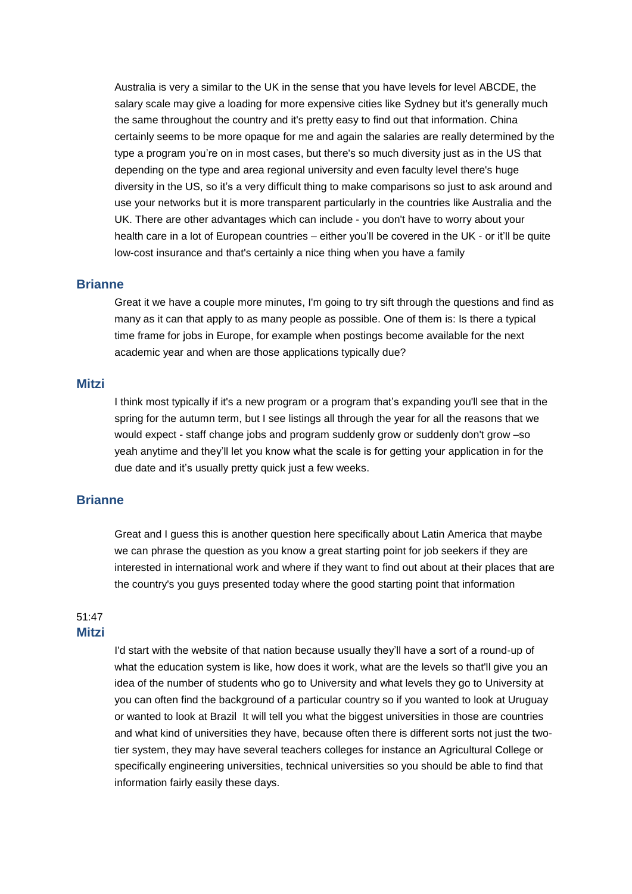Australia is very a similar to the UK in the sense that you have levels for level ABCDE, the salary scale may give a loading for more expensive cities like Sydney but it's generally much the same throughout the country and it's pretty easy to find out that information. China certainly seems to be more opaque for me and again the salaries are really determined by the type a program you're on in most cases, but there's so much diversity just as in the US that depending on the type and area regional university and even faculty level there's huge diversity in the US, so it's a very difficult thing to make comparisons so just to ask around and use your networks but it is more transparent particularly in the countries like Australia and the UK. There are other advantages which can include - you don't have to worry about your health care in a lot of European countries – either you'll be covered in the UK - or it'll be quite low-cost insurance and that's certainly a nice thing when you have a family

**Brianne**

Great it we have a couple more minutes, I'm going to try sift through the questions and find as many as it can that apply to as many people as possible. One of them is: Is there a typical time frame for jobs in Europe, for example when postings become available for the next academic year and when are those applications typically due?

**Mitzi**

I think most typically if it's a new program or a program that's expanding you'll see that in the spring for the autumn term, but I see listings all through the year for all the reasons that we would expect - staff change jobs and program suddenly grow or suddenly don't grow –so yeah anytime and they'll let you know what the scale is for getting your application in for the due date and it's usually pretty quick just a few weeks.

**Brianne**

Great and I guess this is another question here specifically about Latin America that maybe we can phrase the question as you know a great starting point for job seekers if they are interested in international work and where if they want to find out about at their places that are the country's you guys presented today where the good starting point that information

51:47

**Mitzi**

I'd start with the website of that nation because usually they'll have a sort of a round-up of what the education system is like, how does it work, what are the levels so that'll give you an idea of the number of students who go to University and what levels they go to University at you can often find the background of a particular country so if you wanted to look at Uruguay or wanted to look at Brazil It will tell you what the biggest universities in those are countries and what kind of universities they have, because often there is different sorts not just the two-tier system, they may have several teachers colleges for instance an Agricultural College or specifically engineering universities, technical universities so you should be able to find that information fairly easily these days.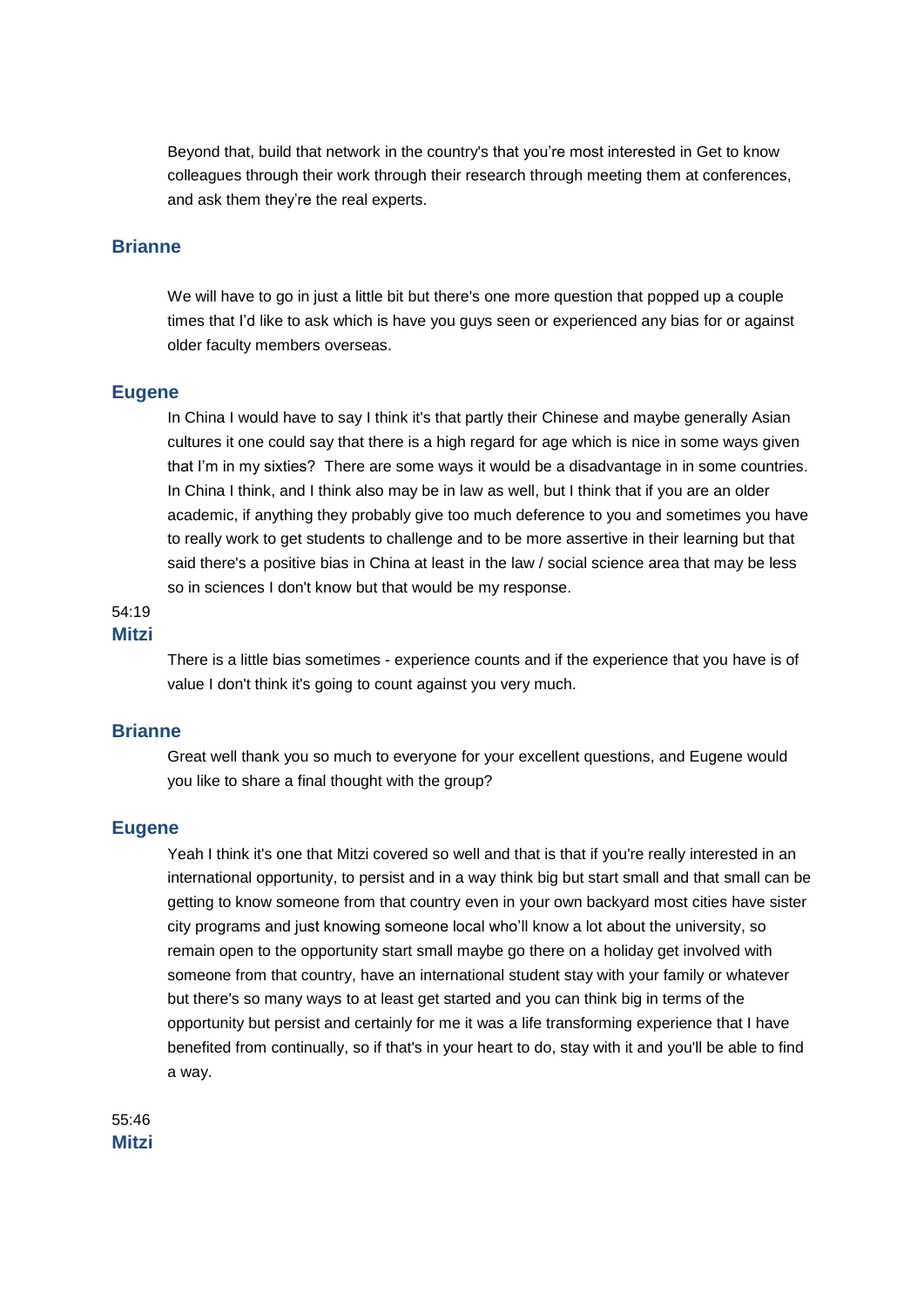Beyond that, build that network in the country's that you're most interested in Get to know colleagues through their work through their research through meeting them at conferences, and ask them they're the real experts.

**Brianne**

We will have to go in just a little bit but there's one more question that popped up a couple times that I'd like to ask which is have you guys seen or experienced any bias for or against older faculty members overseas.

**Eugene**

In China I would have to say I think it's that partly their Chinese and maybe generally Asian cultures it one could say that there is a high regard for age which is nice in some ways given that I'm in my sixties? There are some ways it would be a disadvantage in in some countries. In China I think, and I think also may be in law as well, but I think that if you are an older academic, if anything they probably give too much deference to you and sometimes you have to really work to get students to challenge and to be more assertive in their learning but that said there's a positive bias in China at least in the law / social science area that may be less so in sciences I don't know but that would be my response.

54:19

**Mitzi**

There is a little bias sometimes - experience counts and if the experience that you have is of value I don't think it's going to count against you very much.

**Brianne**

Great well thank you so much to everyone for your excellent questions, and Eugene would you like to share a final thought with the group?

**Eugene**

Yeah I think it's one that Mitzi covered so well and that is that if you're really interested in an international opportunity, to persist and in a way think big but start small and that small can be getting to know someone from that country even in your own backyard most cities have sister city programs and just knowing someone local who'll know a lot about the university, so remain open to the opportunity start small maybe go there on a holiday get involved with someone from that country, have an international student stay with your family or whatever but there's so many ways to at least get started and you can think big in terms of the opportunity but persist and certainly for me it was a life transforming experience that I have benefited from continually, so if that's in your heart to do, stay with it and you'll be able to find a way.

55:46

**Mitzi**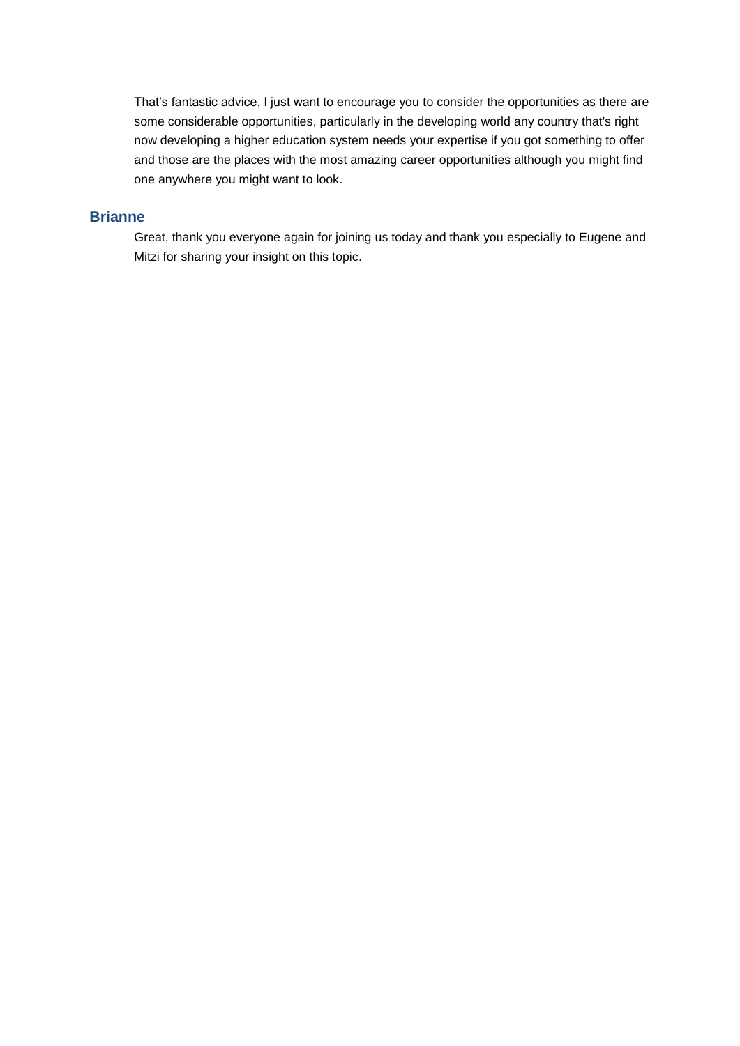That's fantastic advice, I just want to encourage you to consider the opportunities as there are some considerable opportunities, particularly in the developing world any country that's right now developing a higher education system needs your expertise if you got something to offer and those are the places with the most amazing career opportunities although you might find one anywhere you might want to look.

### Brianne

Great, thank you everyone again for joining us today and thank you especially to Eugene and Mitzi for sharing your insight on this topic.